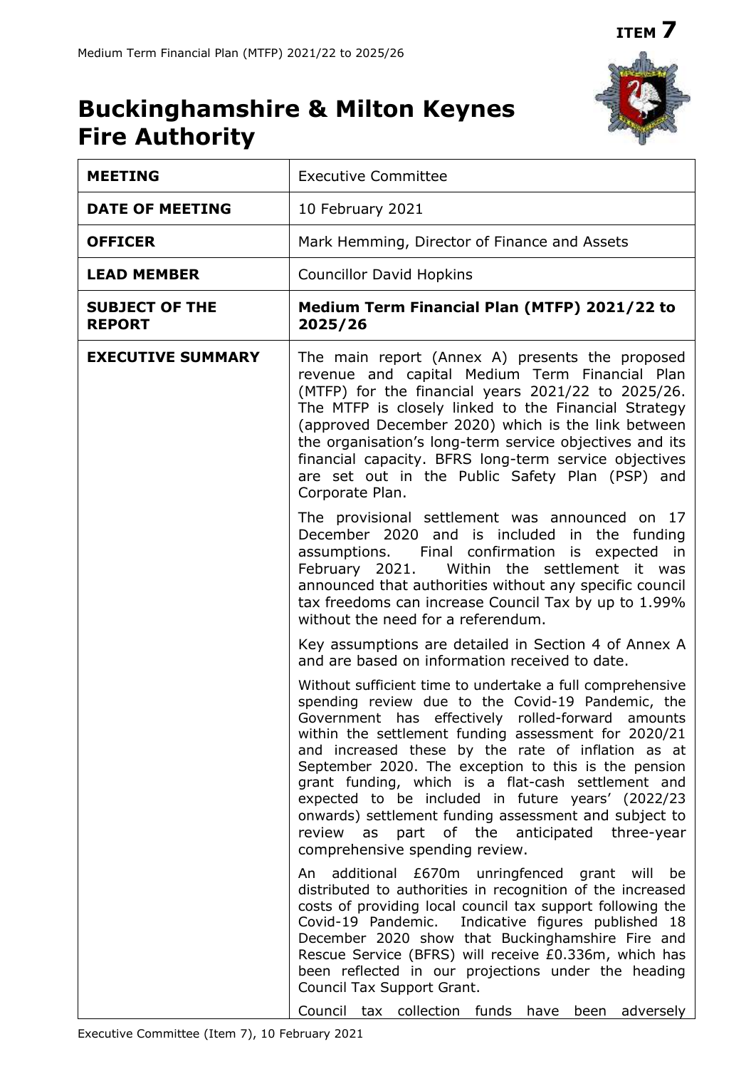**ITEM 7**

# Buckinghamshire & Milton Keynes Fire Authority

| | |
|---|---|
| **MEETING** | Executive Committee |
| **DATE OF MEETING** | 10 February 2021 |
| **OFFICER** | Mark Hemming, Director of Finance and Assets |
| **LEAD MEMBER** | Councillor David Hopkins |
| **SUBJECT OF THE REPORT** | **Medium Term Financial Plan (MTFP) 2021/22 to 2025/26** |
| **EXECUTIVE SUMMARY** | The main report (Annex A) presents the proposed revenue and capital Medium Term Financial Plan (MTFP) for the financial years 2021/22 to 2025/26. The MTFP is closely linked to the Financial Strategy (approved December 2020) which is the link between the organisation's long-term service objectives and its financial capacity. BFRS long-term service objectives are set out in the Public Safety Plan (PSP) and Corporate Plan.<br><br>The provisional settlement was announced on 17 December 2020 and is included in the funding assumptions. Final confirmation is expected in February 2021. Within the settlement it was announced that authorities without any specific council tax freedoms can increase Council Tax by up to 1.99% without the need for a referendum.<br><br>Key assumptions are detailed in Section 4 of Annex A and are based on information received to date.<br><br>Without sufficient time to undertake a full comprehensive spending review due to the Covid-19 Pandemic, the Government has effectively rolled-forward amounts within the settlement funding assessment for 2020/21 and increased these by the rate of inflation as at September 2020. The exception to this is the pension grant funding, which is a flat-cash settlement and expected to be included in future years' (2022/23 onwards) settlement funding assessment and subject to review as part of the anticipated three-year comprehensive spending review.<br><br>An additional £670m unringfenced grant will be distributed to authorities in recognition of the increased costs of providing local council tax support following the Covid-19 Pandemic. Indicative figures published 18 December 2020 show that Buckinghamshire Fire and Rescue Service (BFRS) will receive £0.336m, which has been reflected in our projections under the heading Council Tax Support Grant.<br><br>Council tax collection funds have been adversely |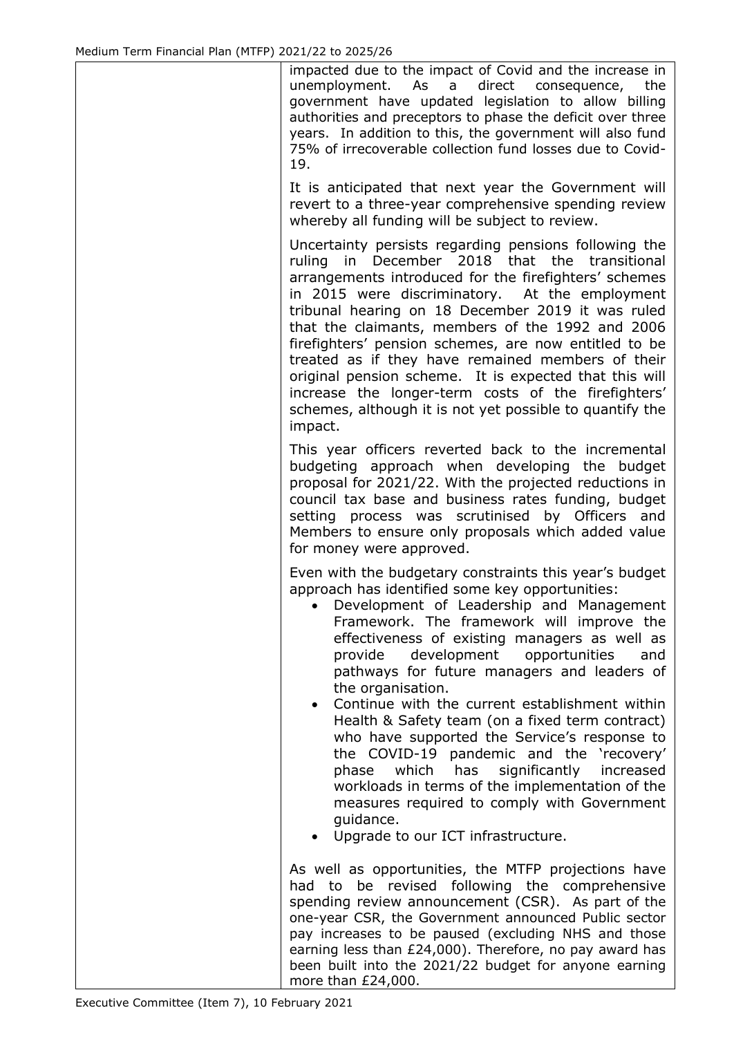impacted due to the impact of Covid and the increase in unemployment. As a direct consequence, the government have updated legislation to allow billing authorities and preceptors to phase the deficit over three years. In addition to this, the government will also fund 75% of irrecoverable collection fund losses due to Covid-19.

It is anticipated that next year the Government will revert to a three-year comprehensive spending review whereby all funding will be subject to review.

Uncertainty persists regarding pensions following the ruling in December 2018 that the transitional arrangements introduced for the firefighters' schemes in 2015 were discriminatory. At the employment tribunal hearing on 18 December 2019 it was ruled that the claimants, members of the 1992 and 2006 firefighters' pension schemes, are now entitled to be treated as if they have remained members of their original pension scheme. It is expected that this will increase the longer-term costs of the firefighters' schemes, although it is not yet possible to quantify the impact.

This year officers reverted back to the incremental budgeting approach when developing the budget proposal for 2021/22. With the projected reductions in council tax base and business rates funding, budget setting process was scrutinised by Officers and Members to ensure only proposals which added value for money were approved.

Even with the budgetary constraints this year's budget approach has identified some key opportunities:

- Development of Leadership and Management Framework. The framework will improve the effectiveness of existing managers as well as provide development opportunities and pathways for future managers and leaders of the organisation.
- Continue with the current establishment within Health & Safety team (on a fixed term contract) who have supported the Service's response to the COVID-19 pandemic and the 'recovery' phase which has significantly increased workloads in terms of the implementation of the measures required to comply with Government guidance.
- Upgrade to our ICT infrastructure.

As well as opportunities, the MTFP projections have had to be revised following the comprehensive spending review announcement (CSR). As part of the one-year CSR, the Government announced Public sector pay increases to be paused (excluding NHS and those earning less than £24,000). Therefore, no pay award has been built into the 2021/22 budget for anyone earning more than £24,000.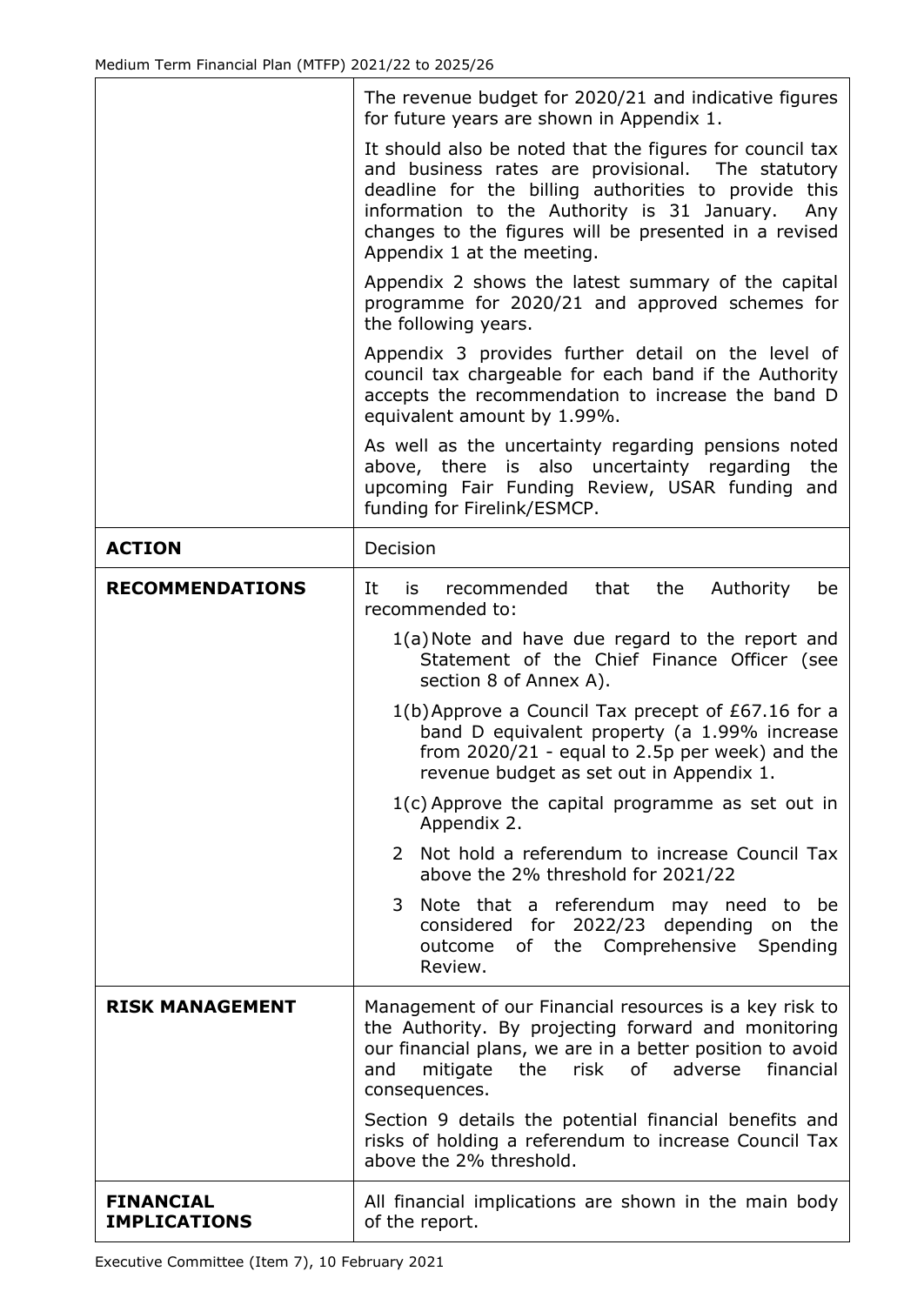| | |
|---|---|
| | The revenue budget for 2020/21 and indicative figures for future years are shown in Appendix 1.<br><br>It should also be noted that the figures for council tax and business rates are provisional. The statutory deadline for the billing authorities to provide this information to the Authority is 31 January. Any changes to the figures will be presented in a revised Appendix 1 at the meeting.<br><br>Appendix 2 shows the latest summary of the capital programme for 2020/21 and approved schemes for the following years.<br><br>Appendix 3 provides further detail on the level of council tax chargeable for each band if the Authority accepts the recommendation to increase the band D equivalent amount by 1.99%.<br><br>As well as the uncertainty regarding pensions noted above, there is also uncertainty regarding the upcoming Fair Funding Review, USAR funding and funding for Firelink/ESMCP. |
| **ACTION** | Decision |
| **RECOMMENDATIONS** | It is recommended that the Authority be recommended to:<br><br>1(a) Note and have due regard to the report and Statement of the Chief Finance Officer (see section 8 of Annex A).<br><br>1(b) Approve a Council Tax precept of £67.16 for a band D equivalent property (a 1.99% increase from 2020/21 - equal to 2.5p per week) and the revenue budget as set out in Appendix 1.<br><br>1(c) Approve the capital programme as set out in Appendix 2.<br><br>2 Not hold a referendum to increase Council Tax above the 2% threshold for 2021/22<br><br>3 Note that a referendum may need to be considered for 2022/23 depending on the outcome of the Comprehensive Spending Review. |
| **RISK MANAGEMENT** | Management of our Financial resources is a key risk to the Authority. By projecting forward and monitoring our financial plans, we are in a better position to avoid and mitigate the risk of adverse financial consequences.<br><br>Section 9 details the potential financial benefits and risks of holding a referendum to increase Council Tax above the 2% threshold. |
| **FINANCIAL IMPLICATIONS** | All financial implications are shown in the main body of the report. |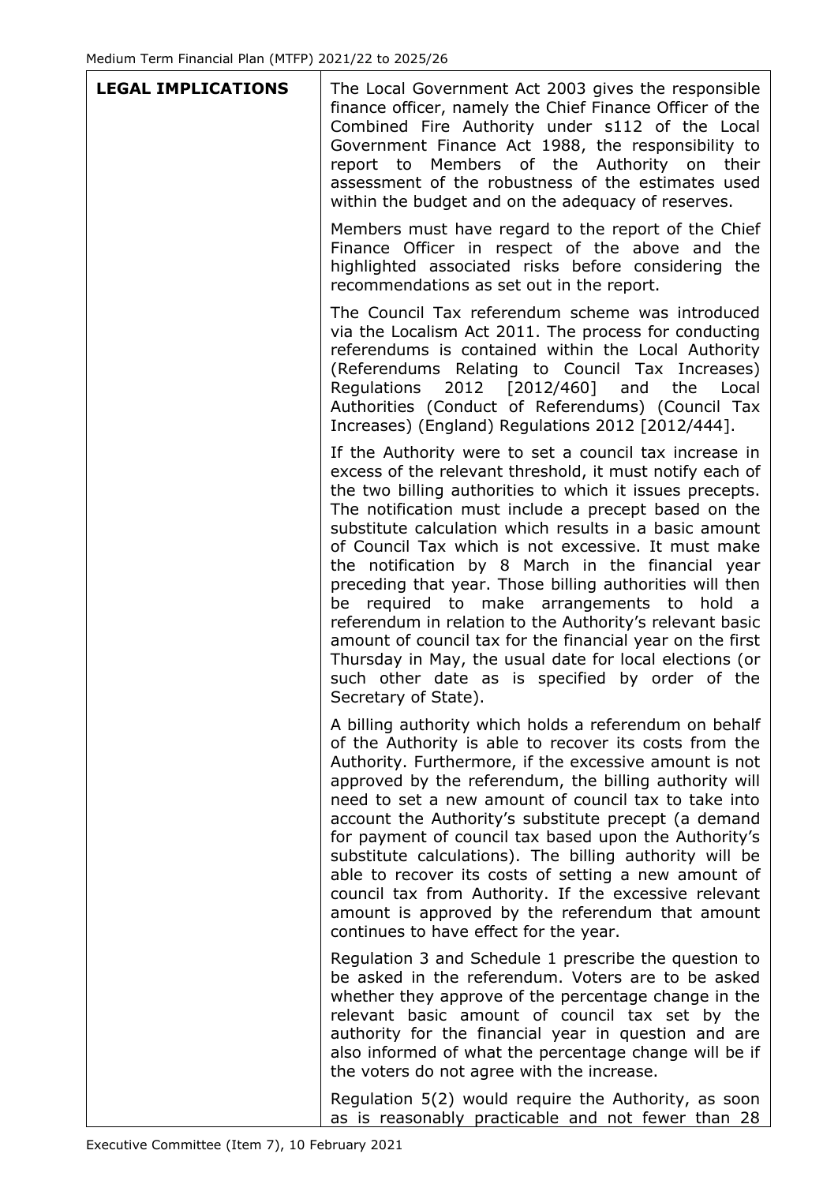| **LEGAL IMPLICATIONS** | The Local Government Act 2003 gives the responsible finance officer, namely the Chief Finance Officer of the Combined Fire Authority under s112 of the Local Government Finance Act 1988, the responsibility to report to Members of the Authority on their assessment of the robustness of the estimates used within the budget and on the adequacy of reserves.<br><br>Members must have regard to the report of the Chief Finance Officer in respect of the above and the highlighted associated risks before considering the recommendations as set out in the report.<br><br>The Council Tax referendum scheme was introduced via the Localism Act 2011. The process for conducting referendums is contained within the Local Authority (Referendums Relating to Council Tax Increases) Regulations 2012 [2012/460] and the Local Authorities (Conduct of Referendums) (Council Tax Increases) (England) Regulations 2012 [2012/444].<br><br>If the Authority were to set a council tax increase in excess of the relevant threshold, it must notify each of the two billing authorities to which it issues precepts. The notification must include a precept based on the substitute calculation which results in a basic amount of Council Tax which is not excessive. It must make the notification by 8 March in the financial year preceding that year. Those billing authorities will then be required to make arrangements to hold a referendum in relation to the Authority's relevant basic amount of council tax for the financial year on the first Thursday in May, the usual date for local elections (or such other date as is specified by order of the Secretary of State).<br><br>A billing authority which holds a referendum on behalf of the Authority is able to recover its costs from the Authority. Furthermore, if the excessive amount is not approved by the referendum, the billing authority will need to set a new amount of council tax to take into account the Authority's substitute precept (a demand for payment of council tax based upon the Authority's substitute calculations). The billing authority will be able to recover its costs of setting a new amount of council tax from Authority. If the excessive relevant amount is approved by the referendum that amount continues to have effect for the year.<br><br>Regulation 3 and Schedule 1 prescribe the question to be asked in the referendum. Voters are to be asked whether they approve of the percentage change in the relevant basic amount of council tax set by the authority for the financial year in question and are also informed of what the percentage change will be if the voters do not agree with the increase.<br><br>Regulation 5(2) would require the Authority, as soon as is reasonably practicable and not fewer than 28 |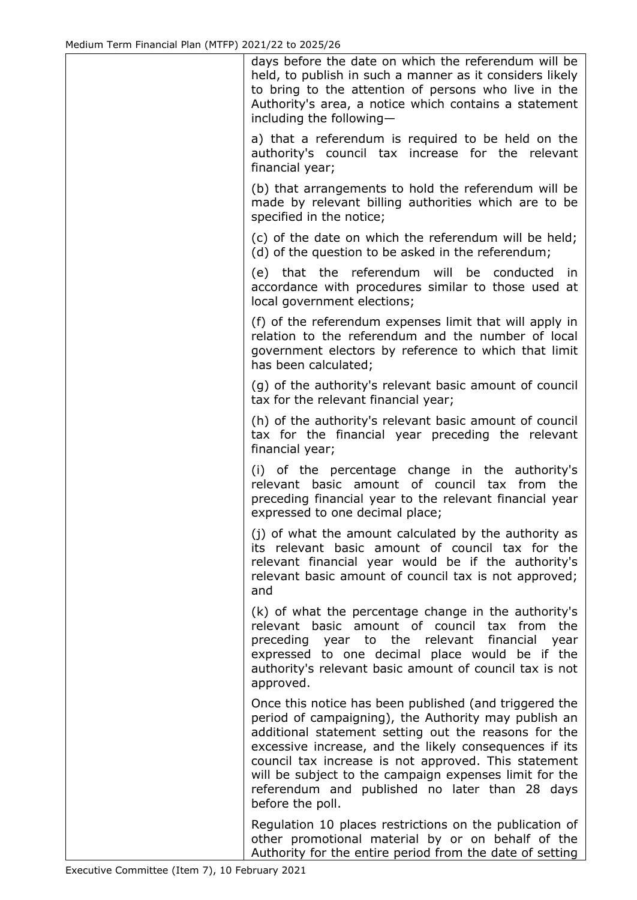| | |
|---|---|
| | days before the date on which the referendum will be held, to publish in such a manner as it considers likely to bring to the attention of persons who live in the Authority's area, a notice which contains a statement including the following—<br><br>a) that a referendum is required to be held on the authority's council tax increase for the relevant financial year;<br><br>(b) that arrangements to hold the referendum will be made by relevant billing authorities which are to be specified in the notice;<br><br>(c) of the date on which the referendum will be held;<br>(d) of the question to be asked in the referendum;<br><br>(e) that the referendum will be conducted in accordance with procedures similar to those used at local government elections;<br><br>(f) of the referendum expenses limit that will apply in relation to the referendum and the number of local government electors by reference to which that limit has been calculated;<br><br>(g) of the authority's relevant basic amount of council tax for the relevant financial year;<br><br>(h) of the authority's relevant basic amount of council tax for the financial year preceding the relevant financial year;<br><br>(i) of the percentage change in the authority's relevant basic amount of council tax from the preceding financial year to the relevant financial year expressed to one decimal place;<br><br>(j) of what the amount calculated by the authority as its relevant basic amount of council tax for the relevant financial year would be if the authority's relevant basic amount of council tax is not approved; and<br><br>(k) of what the percentage change in the authority's relevant basic amount of council tax from the preceding year to the relevant financial year expressed to one decimal place would be if the authority's relevant basic amount of council tax is not approved.<br><br>Once this notice has been published (and triggered the period of campaigning), the Authority may publish an additional statement setting out the reasons for the excessive increase, and the likely consequences if its council tax increase is not approved. This statement will be subject to the campaign expenses limit for the referendum and published no later than 28 days before the poll.<br><br>Regulation 10 places restrictions on the publication of other promotional material by or on behalf of the Authority for the entire period from the date of setting |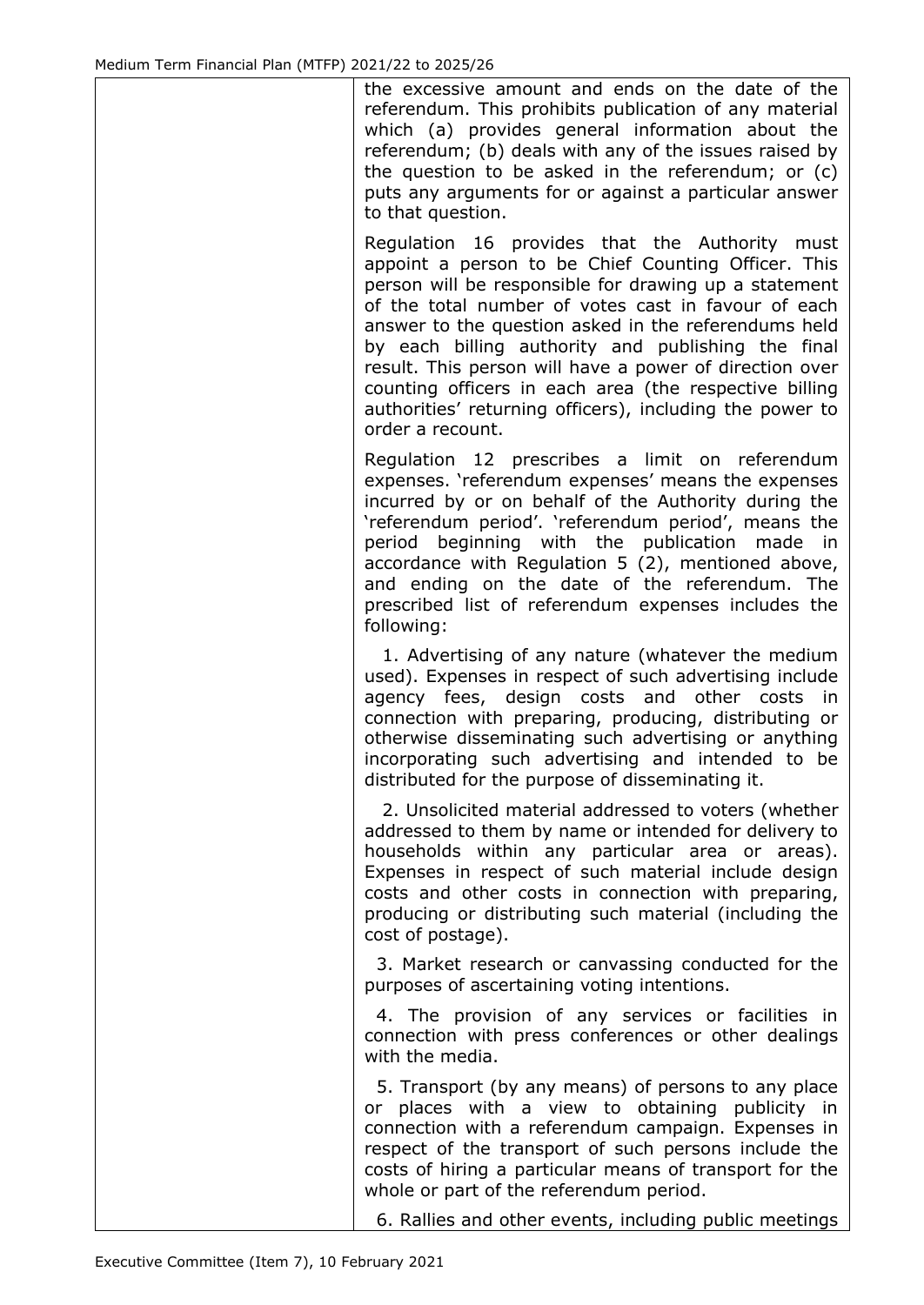| | the excessive amount and ends on the date of the referendum. This prohibits publication of any material which (a) provides general information about the referendum; (b) deals with any of the issues raised by the question to be asked in the referendum; or (c) puts any arguments for or against a particular answer to that question.<br><br>Regulation 16 provides that the Authority must appoint a person to be Chief Counting Officer. This person will be responsible for drawing up a statement of the total number of votes cast in favour of each answer to the question asked in the referendums held by each billing authority and publishing the final result. This person will have a power of direction over counting officers in each area (the respective billing authorities' returning officers), including the power to order a recount.<br><br>Regulation 12 prescribes a limit on referendum expenses. 'referendum expenses' means the expenses incurred by or on behalf of the Authority during the 'referendum period'. 'referendum period', means the period beginning with the publication made in accordance with Regulation 5 (2), mentioned above, and ending on the date of the referendum. The prescribed list of referendum expenses includes the following:<br><br>1. Advertising of any nature (whatever the medium used). Expenses in respect of such advertising include agency fees, design costs and other costs in connection with preparing, producing, distributing or otherwise disseminating such advertising or anything incorporating such advertising and intended to be distributed for the purpose of disseminating it.<br><br>2. Unsolicited material addressed to voters (whether addressed to them by name or intended for delivery to households within any particular area or areas). Expenses in respect of such material include design costs and other costs in connection with preparing, producing or distributing such material (including the cost of postage).<br><br>3. Market research or canvassing conducted for the purposes of ascertaining voting intentions.<br><br>4. The provision of any services or facilities in connection with press conferences or other dealings with the media.<br><br>5. Transport (by any means) of persons to any place or places with a view to obtaining publicity in connection with a referendum campaign. Expenses in respect of the transport of such persons include the costs of hiring a particular means of transport for the whole or part of the referendum period.<br><br>6. Rallies and other events, including public meetings |
|---|---|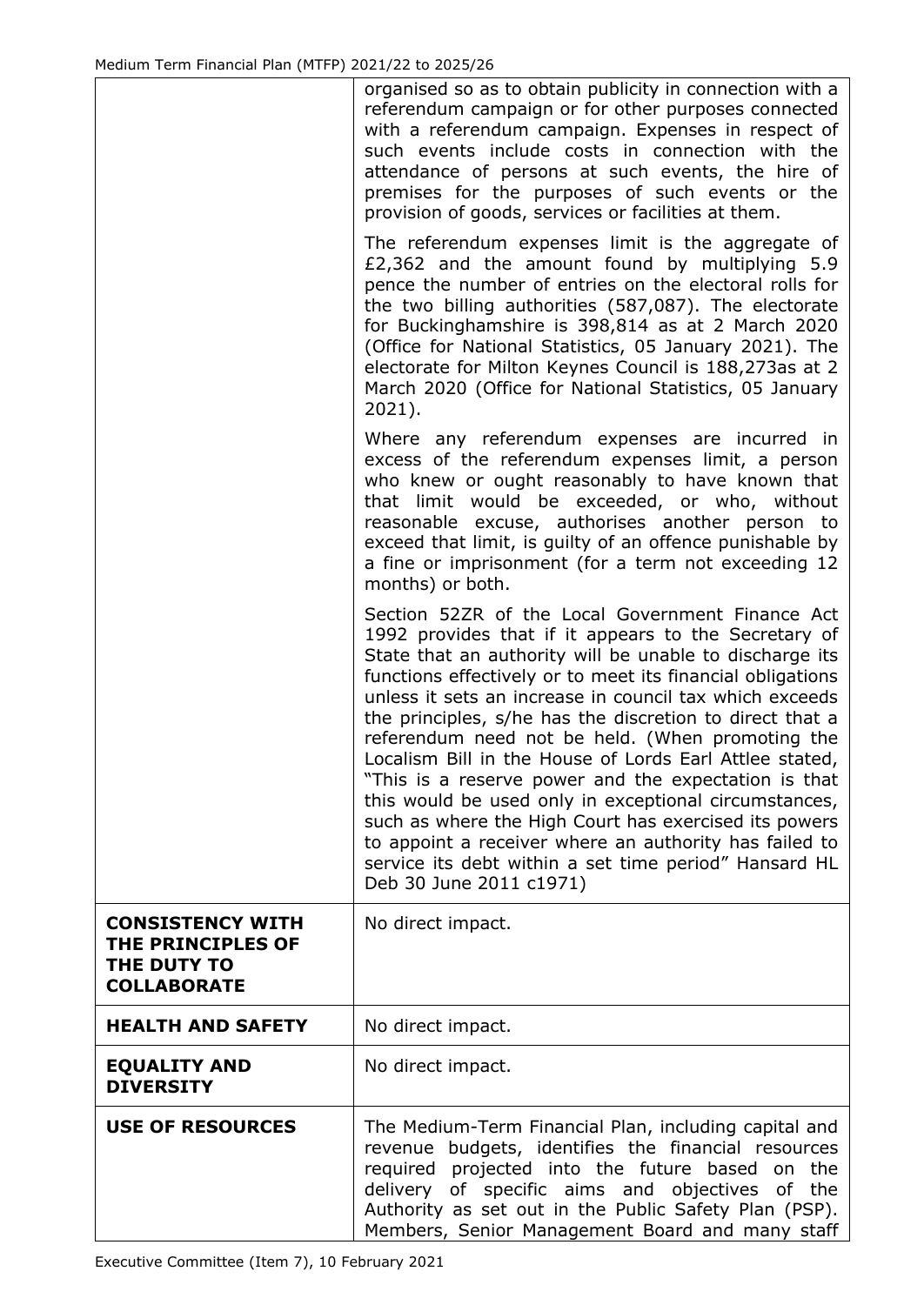| | |
|---|---|
| | organised so as to obtain publicity in connection with a referendum campaign or for other purposes connected with a referendum campaign. Expenses in respect of such events include costs in connection with the attendance of persons at such events, the hire of premises for the purposes of such events or the provision of goods, services or facilities at them.<br><br>The referendum expenses limit is the aggregate of £2,362 and the amount found by multiplying 5.9 pence the number of entries on the electoral rolls for the two billing authorities (587,087). The electorate for Buckinghamshire is 398,814 as at 2 March 2020 (Office for National Statistics, 05 January 2021). The electorate for Milton Keynes Council is 188,273as at 2 March 2020 (Office for National Statistics, 05 January 2021).<br><br>Where any referendum expenses are incurred in excess of the referendum expenses limit, a person who knew or ought reasonably to have known that that limit would be exceeded, or who, without reasonable excuse, authorises another person to exceed that limit, is guilty of an offence punishable by a fine or imprisonment (for a term not exceeding 12 months) or both.<br><br>Section 52ZR of the Local Government Finance Act 1992 provides that if it appears to the Secretary of State that an authority will be unable to discharge its functions effectively or to meet its financial obligations unless it sets an increase in council tax which exceeds the principles, s/he has the discretion to direct that a referendum need not be held. (When promoting the Localism Bill in the House of Lords Earl Attlee stated, "This is a reserve power and the expectation is that this would be used only in exceptional circumstances, such as where the High Court has exercised its powers to appoint a receiver where an authority has failed to service its debt within a set time period" Hansard HL Deb 30 June 2011 c1971) |
| **CONSISTENCY WITH THE PRINCIPLES OF THE DUTY TO COLLABORATE** | No direct impact. |
| **HEALTH AND SAFETY** | No direct impact. |
| **EQUALITY AND DIVERSITY** | No direct impact. |
| **USE OF RESOURCES** | The Medium-Term Financial Plan, including capital and revenue budgets, identifies the financial resources required projected into the future based on the delivery of specific aims and objectives of the Authority as set out in the Public Safety Plan (PSP). Members, Senior Management Board and many staff |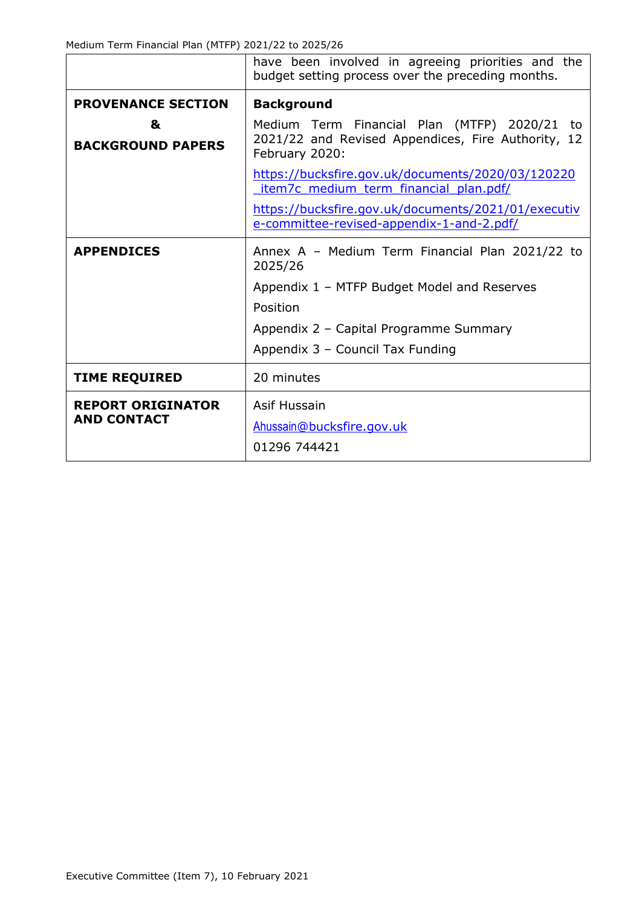| | |
|---|---|
| | have been involved in agreeing priorities and the budget setting process over the preceding months. |
| **PROVENANCE SECTION & BACKGROUND PAPERS** | **Background**<br><br>Medium Term Financial Plan (MTFP) 2020/21 to 2021/22 and Revised Appendices, Fire Authority, 12 February 2020:<br><br>https://bucksfire.gov.uk/documents/2020/03/120220_item7c_medium_term_financial_plan.pdf/<br><br>https://bucksfire.gov.uk/documents/2021/01/executive-committee-revised-appendix-1-and-2.pdf/ |
| **APPENDICES** | Annex A – Medium Term Financial Plan 2021/22 to 2025/26<br><br>Appendix 1 – MTFP Budget Model and Reserves Position<br><br>Appendix 2 – Capital Programme Summary<br><br>Appendix 3 – Council Tax Funding |
| **TIME REQUIRED** | 20 minutes |
| **REPORT ORIGINATOR AND CONTACT** | Asif Hussain<br><br>Ahussain@bucksfire.gov.uk<br><br>01296 744421 |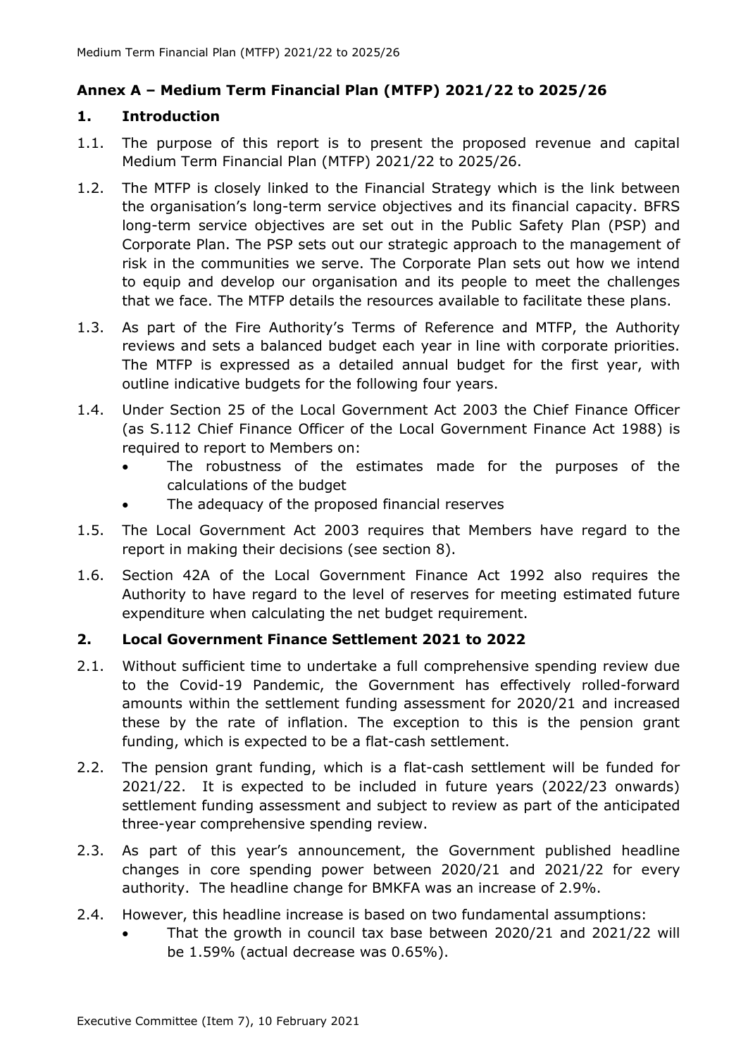## Annex A – Medium Term Financial Plan (MTFP) 2021/22 to 2025/26

### 1. Introduction

1.1. The purpose of this report is to present the proposed revenue and capital Medium Term Financial Plan (MTFP) 2021/22 to 2025/26.

1.2. The MTFP is closely linked to the Financial Strategy which is the link between the organisation's long-term service objectives and its financial capacity. BFRS long-term service objectives are set out in the Public Safety Plan (PSP) and Corporate Plan. The PSP sets out our strategic approach to the management of risk in the communities we serve. The Corporate Plan sets out how we intend to equip and develop our organisation and its people to meet the challenges that we face. The MTFP details the resources available to facilitate these plans.

1.3. As part of the Fire Authority's Terms of Reference and MTFP, the Authority reviews and sets a balanced budget each year in line with corporate priorities. The MTFP is expressed as a detailed annual budget for the first year, with outline indicative budgets for the following four years.

1.4. Under Section 25 of the Local Government Act 2003 the Chief Finance Officer (as S.112 Chief Finance Officer of the Local Government Finance Act 1988) is required to report to Members on:

- The robustness of the estimates made for the purposes of the calculations of the budget
- The adequacy of the proposed financial reserves

1.5. The Local Government Act 2003 requires that Members have regard to the report in making their decisions (see section 8).

1.6. Section 42A of the Local Government Finance Act 1992 also requires the Authority to have regard to the level of reserves for meeting estimated future expenditure when calculating the net budget requirement.

### 2. Local Government Finance Settlement 2021 to 2022

2.1. Without sufficient time to undertake a full comprehensive spending review due to the Covid-19 Pandemic, the Government has effectively rolled-forward amounts within the settlement funding assessment for 2020/21 and increased these by the rate of inflation. The exception to this is the pension grant funding, which is expected to be a flat-cash settlement.

2.2. The pension grant funding, which is a flat-cash settlement will be funded for 2021/22. It is expected to be included in future years (2022/23 onwards) settlement funding assessment and subject to review as part of the anticipated three-year comprehensive spending review.

2.3. As part of this year's announcement, the Government published headline changes in core spending power between 2020/21 and 2021/22 for every authority. The headline change for BMKFA was an increase of 2.9%.

2.4. However, this headline increase is based on two fundamental assumptions:

- That the growth in council tax base between 2020/21 and 2021/22 will be 1.59% (actual decrease was 0.65%).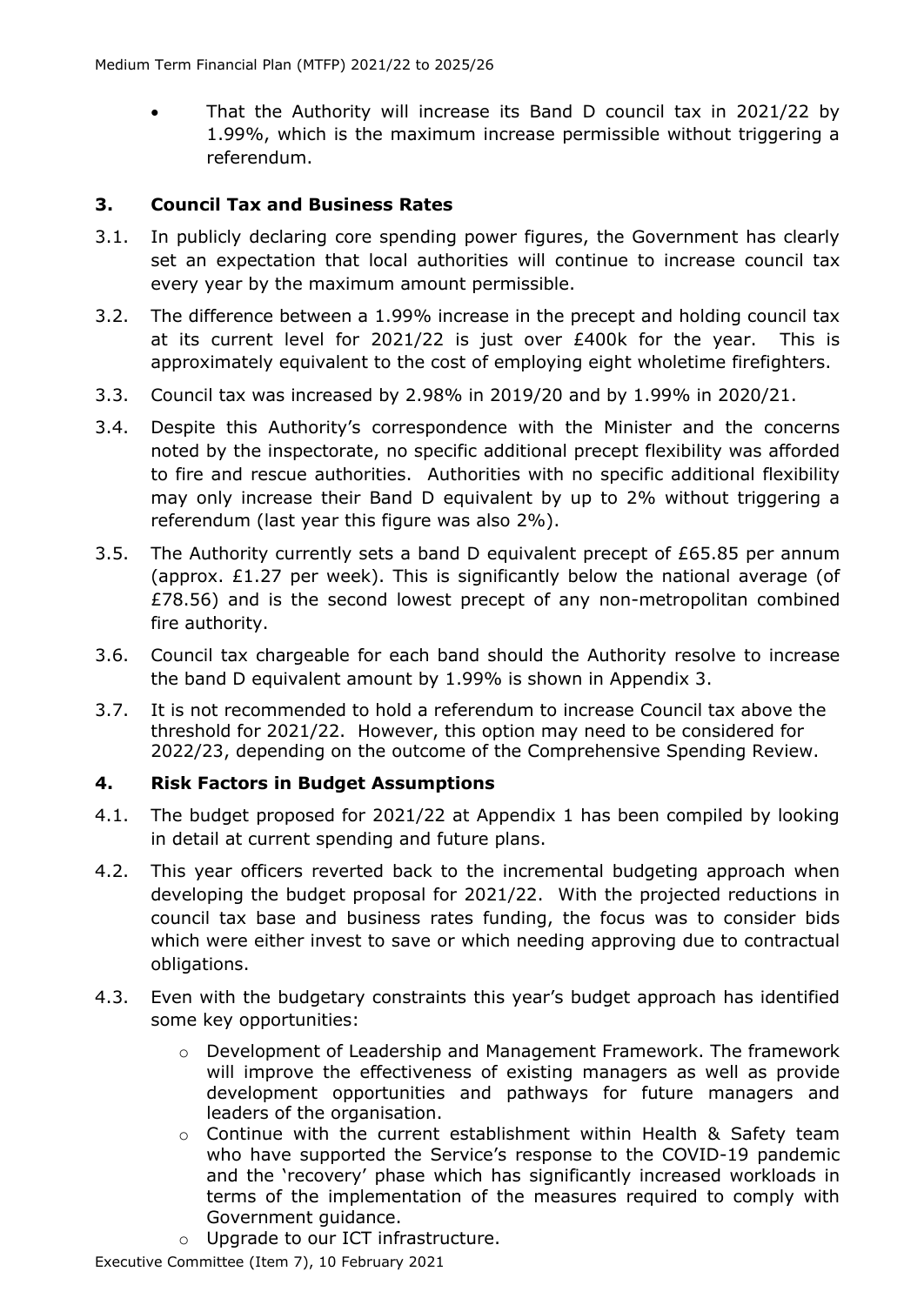- That the Authority will increase its Band D council tax in 2021/22 by 1.99%, which is the maximum increase permissible without triggering a referendum.

## 3. Council Tax and Business Rates

3.1. In publicly declaring core spending power figures, the Government has clearly set an expectation that local authorities will continue to increase council tax every year by the maximum amount permissible.

3.2. The difference between a 1.99% increase in the precept and holding council tax at its current level for 2021/22 is just over £400k for the year. This is approximately equivalent to the cost of employing eight wholetime firefighters.

3.3. Council tax was increased by 2.98% in 2019/20 and by 1.99% in 2020/21.

3.4. Despite this Authority's correspondence with the Minister and the concerns noted by the inspectorate, no specific additional precept flexibility was afforded to fire and rescue authorities. Authorities with no specific additional flexibility may only increase their Band D equivalent by up to 2% without triggering a referendum (last year this figure was also 2%).

3.5. The Authority currently sets a band D equivalent precept of £65.85 per annum (approx. £1.27 per week). This is significantly below the national average (of £78.56) and is the second lowest precept of any non-metropolitan combined fire authority.

3.6. Council tax chargeable for each band should the Authority resolve to increase the band D equivalent amount by 1.99% is shown in Appendix 3.

3.7. It is not recommended to hold a referendum to increase Council tax above the threshold for 2021/22. However, this option may need to be considered for 2022/23, depending on the outcome of the Comprehensive Spending Review.

## 4. Risk Factors in Budget Assumptions

4.1. The budget proposed for 2021/22 at Appendix 1 has been compiled by looking in detail at current spending and future plans.

4.2. This year officers reverted back to the incremental budgeting approach when developing the budget proposal for 2021/22. With the projected reductions in council tax base and business rates funding, the focus was to consider bids which were either invest to save or which needing approving due to contractual obligations.

4.3. Even with the budgetary constraints this year's budget approach has identified some key opportunities:

   - Development of Leadership and Management Framework. The framework will improve the effectiveness of existing managers as well as provide development opportunities and pathways for future managers and leaders of the organisation.
   - Continue with the current establishment within Health & Safety team who have supported the Service's response to the COVID-19 pandemic and the 'recovery' phase which has significantly increased workloads in terms of the implementation of the measures required to comply with Government guidance.
   - Upgrade to our ICT infrastructure.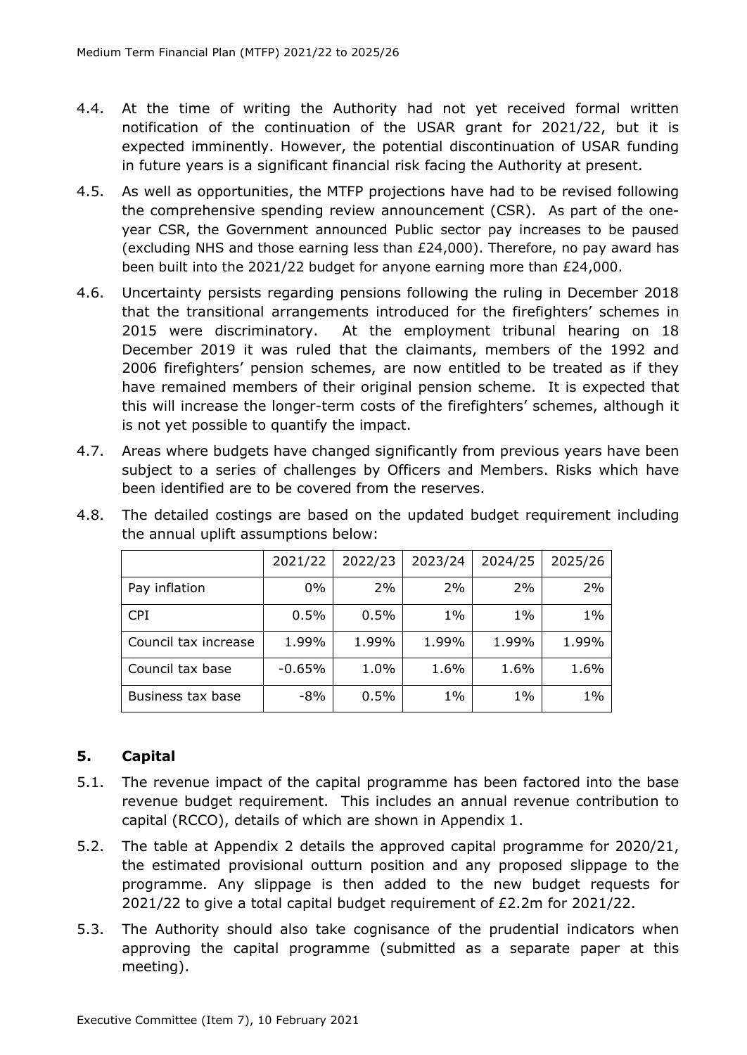4.4. At the time of writing the Authority had not yet received formal written notification of the continuation of the USAR grant for 2021/22, but it is expected imminently. However, the potential discontinuation of USAR funding in future years is a significant financial risk facing the Authority at present.

4.5. As well as opportunities, the MTFP projections have had to be revised following the comprehensive spending review announcement (CSR). As part of the one-year CSR, the Government announced Public sector pay increases to be paused (excluding NHS and those earning less than £24,000). Therefore, no pay award has been built into the 2021/22 budget for anyone earning more than £24,000.

4.6. Uncertainty persists regarding pensions following the ruling in December 2018 that the transitional arrangements introduced for the firefighters' schemes in 2015 were discriminatory. At the employment tribunal hearing on 18 December 2019 it was ruled that the claimants, members of the 1992 and 2006 firefighters' pension schemes, are now entitled to be treated as if they have remained members of their original pension scheme. It is expected that this will increase the longer-term costs of the firefighters' schemes, although it is not yet possible to quantify the impact.

4.7. Areas where budgets have changed significantly from previous years have been subject to a series of challenges by Officers and Members. Risks which have been identified are to be covered from the reserves.

4.8. The detailed costings are based on the updated budget requirement including the annual uplift assumptions below:

| | 2021/22 | 2022/23 | 2023/24 | 2024/25 | 2025/26 |
|---|---|---|---|---|---|
| Pay inflation | 0% | 2% | 2% | 2% | 2% |
| CPI | 0.5% | 0.5% | 1% | 1% | 1% |
| Council tax increase | 1.99% | 1.99% | 1.99% | 1.99% | 1.99% |
| Council tax base | -0.65% | 1.0% | 1.6% | 1.6% | 1.6% |
| Business tax base | -8% | 0.5% | 1% | 1% | 1% |

## 5. Capital

5.1. The revenue impact of the capital programme has been factored into the base revenue budget requirement. This includes an annual revenue contribution to capital (RCCO), details of which are shown in Appendix 1.

5.2. The table at Appendix 2 details the approved capital programme for 2020/21, the estimated provisional outturn position and any proposed slippage to the programme. Any slippage is then added to the new budget requests for 2021/22 to give a total capital budget requirement of £2.2m for 2021/22.

5.3. The Authority should also take cognisance of the prudential indicators when approving the capital programme (submitted as a separate paper at this meeting).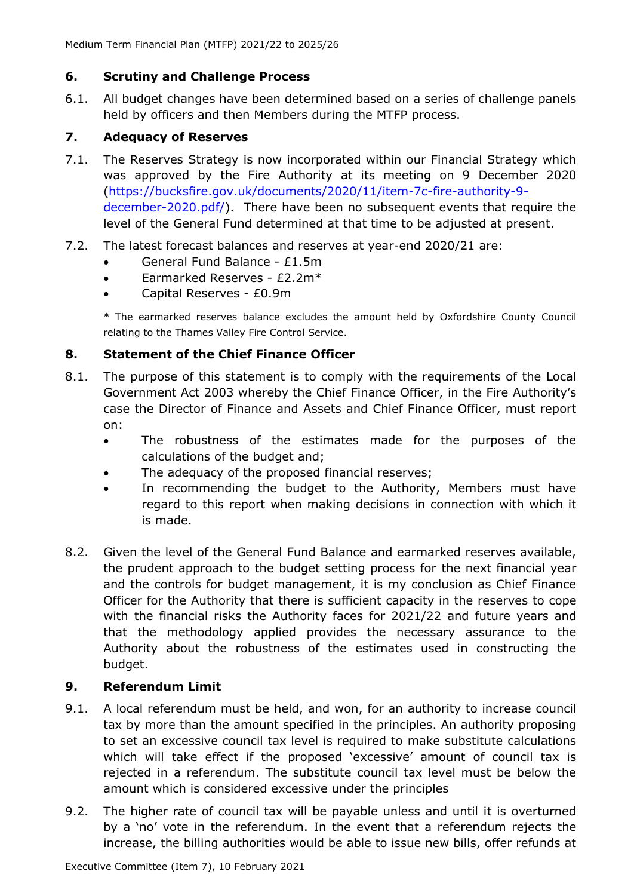## 6. Scrutiny and Challenge Process

6.1. All budget changes have been determined based on a series of challenge panels held by officers and then Members during the MTFP process.

## 7. Adequacy of Reserves

7.1. The Reserves Strategy is now incorporated within our Financial Strategy which was approved by the Fire Authority at its meeting on 9 December 2020 (https://bucksfire.gov.uk/documents/2020/11/item-7c-fire-authority-9-december-2020.pdf/). There have been no subsequent events that require the level of the General Fund determined at that time to be adjusted at present.

7.2. The latest forecast balances and reserves at year-end 2020/21 are:

- General Fund Balance - £1.5m
- Earmarked Reserves - £2.2m*
- Capital Reserves - £0.9m

\* The earmarked reserves balance excludes the amount held by Oxfordshire County Council relating to the Thames Valley Fire Control Service.

## 8. Statement of the Chief Finance Officer

8.1. The purpose of this statement is to comply with the requirements of the Local Government Act 2003 whereby the Chief Finance Officer, in the Fire Authority's case the Director of Finance and Assets and Chief Finance Officer, must report on:

- The robustness of the estimates made for the purposes of the calculations of the budget and;
- The adequacy of the proposed financial reserves;
- In recommending the budget to the Authority, Members must have regard to this report when making decisions in connection with which it is made.

8.2. Given the level of the General Fund Balance and earmarked reserves available, the prudent approach to the budget setting process for the next financial year and the controls for budget management, it is my conclusion as Chief Finance Officer for the Authority that there is sufficient capacity in the reserves to cope with the financial risks the Authority faces for 2021/22 and future years and that the methodology applied provides the necessary assurance to the Authority about the robustness of the estimates used in constructing the budget.

## 9. Referendum Limit

9.1. A local referendum must be held, and won, for an authority to increase council tax by more than the amount specified in the principles. An authority proposing to set an excessive council tax level is required to make substitute calculations which will take effect if the proposed 'excessive' amount of council tax is rejected in a referendum. The substitute council tax level must be below the amount which is considered excessive under the principles

9.2. The higher rate of council tax will be payable unless and until it is overturned by a 'no' vote in the referendum. In the event that a referendum rejects the increase, the billing authorities would be able to issue new bills, offer refunds at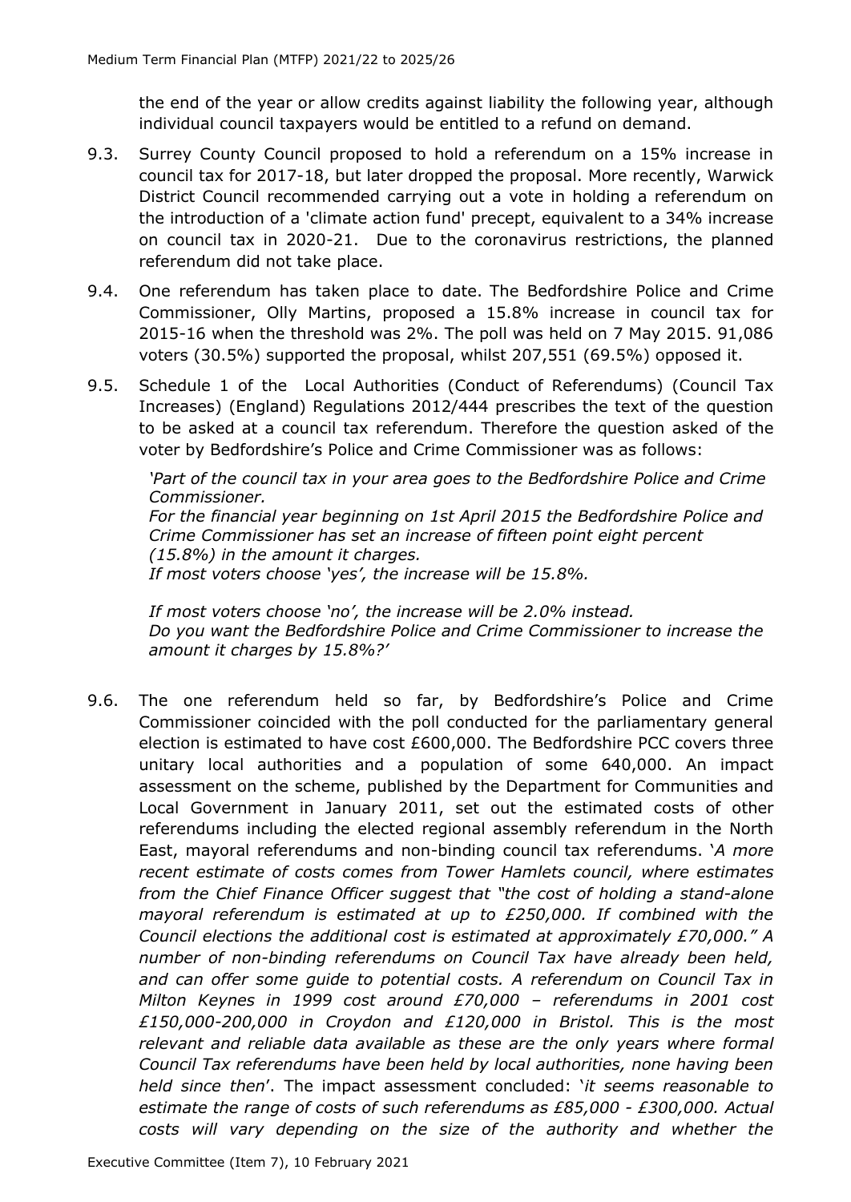the end of the year or allow credits against liability the following year, although individual council taxpayers would be entitled to a refund on demand.

9.3. Surrey County Council proposed to hold a referendum on a 15% increase in council tax for 2017-18, but later dropped the proposal. More recently, Warwick District Council recommended carrying out a vote in holding a referendum on the introduction of a 'climate action fund' precept, equivalent to a 34% increase on council tax in 2020-21. Due to the coronavirus restrictions, the planned referendum did not take place.

9.4. One referendum has taken place to date. The Bedfordshire Police and Crime Commissioner, Olly Martins, proposed a 15.8% increase in council tax for 2015-16 when the threshold was 2%. The poll was held on 7 May 2015. 91,086 voters (30.5%) supported the proposal, whilst 207,551 (69.5%) opposed it.

9.5. Schedule 1 of the Local Authorities (Conduct of Referendums) (Council Tax Increases) (England) Regulations 2012/444 prescribes the text of the question to be asked at a council tax referendum. Therefore the question asked of the voter by Bedfordshire's Police and Crime Commissioner was as follows:

> *'Part of the council tax in your area goes to the Bedfordshire Police and Crime Commissioner.*
> *For the financial year beginning on 1st April 2015 the Bedfordshire Police and Crime Commissioner has set an increase of fifteen point eight percent (15.8%) in the amount it charges.*
> *If most voters choose 'yes', the increase will be 15.8%.*
>
> *If most voters choose 'no', the increase will be 2.0% instead.*
> *Do you want the Bedfordshire Police and Crime Commissioner to increase the amount it charges by 15.8%?'*

9.6. The one referendum held so far, by Bedfordshire's Police and Crime Commissioner coincided with the poll conducted for the parliamentary general election is estimated to have cost £600,000. The Bedfordshire PCC covers three unitary local authorities and a population of some 640,000. An impact assessment on the scheme, published by the Department for Communities and Local Government in January 2011, set out the estimated costs of other referendums including the elected regional assembly referendum in the North East, mayoral referendums and non-binding council tax referendums. '*A more recent estimate of costs comes from Tower Hamlets council, where estimates from the Chief Finance Officer suggest that "the cost of holding a stand-alone mayoral referendum is estimated at up to £250,000. If combined with the Council elections the additional cost is estimated at approximately £70,000." A number of non-binding referendums on Council Tax have already been held, and can offer some guide to potential costs. A referendum on Council Tax in Milton Keynes in 1999 cost around £70,000 – referendums in 2001 cost £150,000-200,000 in Croydon and £120,000 in Bristol. This is the most relevant and reliable data available as these are the only years where formal Council Tax referendums have been held by local authorities, none having been held since then*'. The impact assessment concluded: '*it seems reasonable to estimate the range of costs of such referendums as £85,000 - £300,000. Actual costs will vary depending on the size of the authority and whether the*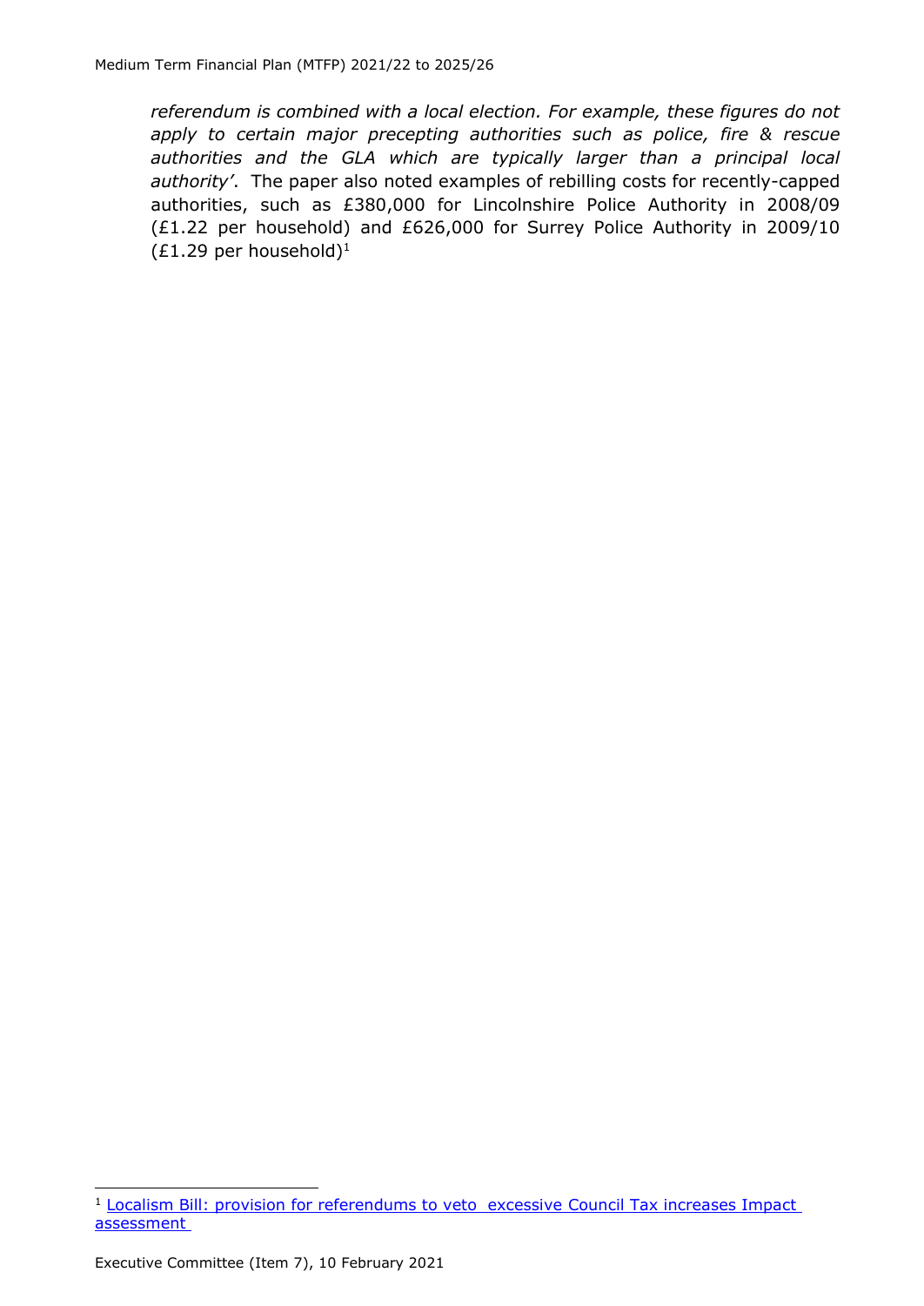*referendum is combined with a local election. For example, these figures do not apply to certain major precepting authorities such as police, fire & rescue authorities and the GLA which are typically larger than a principal local authority'*. The paper also noted examples of rebilling costs for recently-capped authorities, such as £380,000 for Lincolnshire Police Authority in 2008/09 (£1.22 per household) and £626,000 for Surrey Police Authority in 2009/10 (£1.29 per household)[1]

[1] Localism Bill: provision for referendums to veto excessive Council Tax increases Impact assessment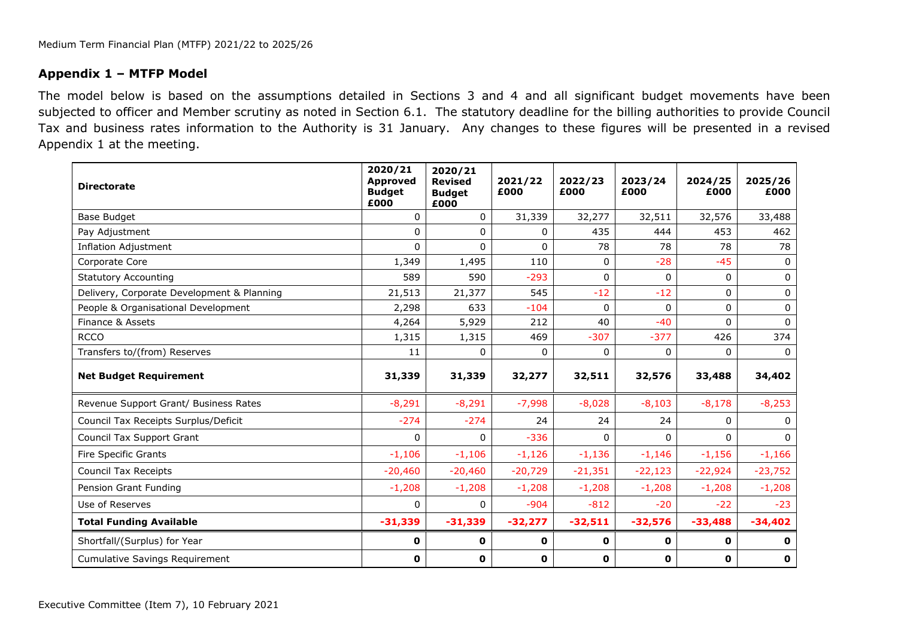## Appendix 1 – MTFP Model

The model below is based on the assumptions detailed in Sections 3 and 4 and all significant budget movements have been subjected to officer and Member scrutiny as noted in Section 6.1. The statutory deadline for the billing authorities to provide Council Tax and business rates information to the Authority is 31 January. Any changes to these figures will be presented in a revised Appendix 1 at the meeting.

| Directorate | 2020/21 Approved Budget £000 | 2020/21 Revised Budget £000 | 2021/22 £000 | 2022/23 £000 | 2023/24 £000 | 2024/25 £000 | 2025/26 £000 |
|---|---|---|---|---|---|---|---|
| Base Budget | 0 | 0 | 31,339 | 32,277 | 32,511 | 32,576 | 33,488 |
| Pay Adjustment | 0 | 0 | 0 | 435 | 444 | 453 | 462 |
| Inflation Adjustment | 0 | 0 | 0 | 78 | 78 | 78 | 78 |
| Corporate Core | 1,349 | 1,495 | 110 | 0 | -28 | -45 | 0 |
| Statutory Accounting | 589 | 590 | -293 | 0 | 0 | 0 | 0 |
| Delivery, Corporate Development & Planning | 21,513 | 21,377 | 545 | -12 | -12 | 0 | 0 |
| People & Organisational Development | 2,298 | 633 | -104 | 0 | 0 | 0 | 0 |
| Finance & Assets | 4,264 | 5,929 | 212 | 40 | -40 | 0 | 0 |
| RCCO | 1,315 | 1,315 | 469 | -307 | -377 | 426 | 374 |
| Transfers to/(from) Reserves | 11 | 0 | 0 | 0 | 0 | 0 | 0 |
| **Net Budget Requirement** | **31,339** | **31,339** | **32,277** | **32,511** | **32,576** | **33,488** | **34,402** |
| Revenue Support Grant/ Business Rates | -8,291 | -8,291 | -7,998 | -8,028 | -8,103 | -8,178 | -8,253 |
| Council Tax Receipts Surplus/Deficit | -274 | -274 | 24 | 24 | 24 | 0 | 0 |
| Council Tax Support Grant | 0 | 0 | -336 | 0 | 0 | 0 | 0 |
| Fire Specific Grants | -1,106 | -1,106 | -1,126 | -1,136 | -1,146 | -1,156 | -1,166 |
| Council Tax Receipts | -20,460 | -20,460 | -20,729 | -21,351 | -22,123 | -22,924 | -23,752 |
| Pension Grant Funding | -1,208 | -1,208 | -1,208 | -1,208 | -1,208 | -1,208 | -1,208 |
| Use of Reserves | 0 | 0 | -904 | -812 | -20 | -22 | -23 |
| **Total Funding Available** | **-31,339** | **-31,339** | **-32,277** | **-32,511** | **-32,576** | **-33,488** | **-34,402** |
| Shortfall/(Surplus) for Year | **0** | **0** | **0** | **0** | **0** | **0** | **0** |
| Cumulative Savings Requirement | **0** | **0** | **0** | **0** | **0** | **0** | **0** |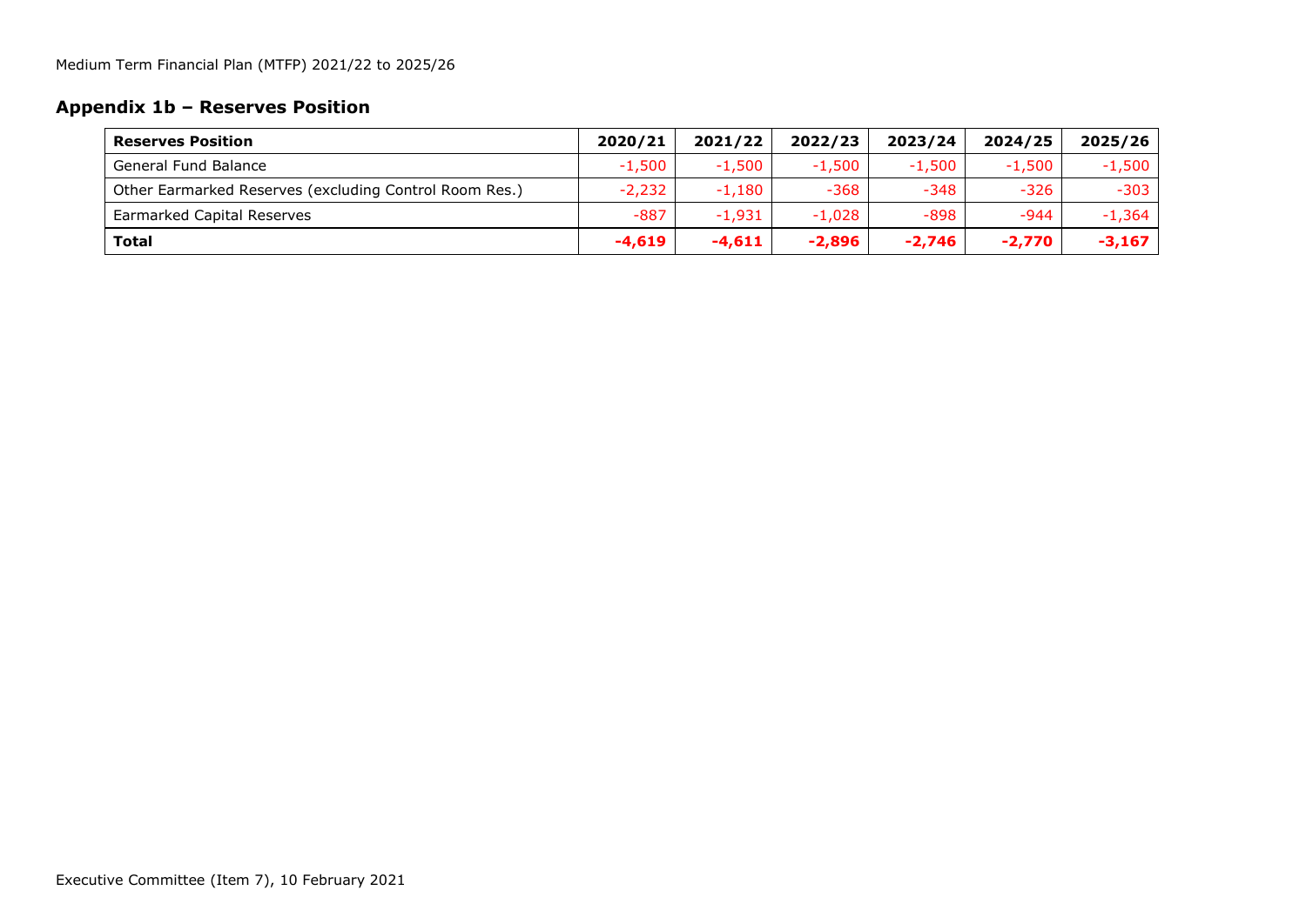## Appendix 1b – Reserves Position

| Reserves Position | 2020/21 | 2021/22 | 2022/23 | 2023/24 | 2024/25 | 2025/26 |
|---|---|---|---|---|---|---|
| General Fund Balance | -1,500 | -1,500 | -1,500 | -1,500 | -1,500 | -1,500 |
| Other Earmarked Reserves (excluding Control Room Res.) | -2,232 | -1,180 | -368 | -348 | -326 | -303 |
| Earmarked Capital Reserves | -887 | -1,931 | -1,028 | -898 | -944 | -1,364 |
| **Total** | **-4,619** | **-4,611** | **-2,896** | **-2,746** | **-2,770** | **-3,167** |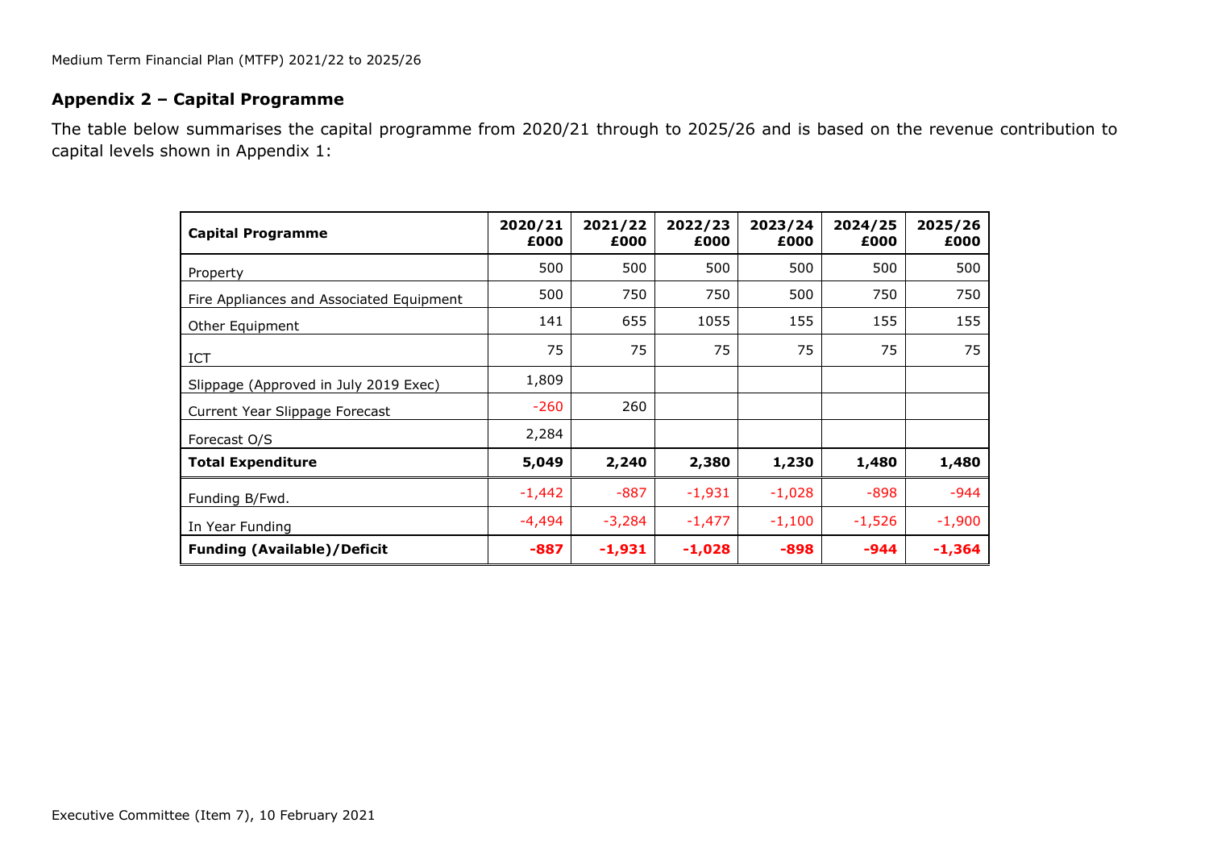## Appendix 2 – Capital Programme

The table below summarises the capital programme from 2020/21 through to 2025/26 and is based on the revenue contribution to capital levels shown in Appendix 1:

| **Capital Programme** | **2020/21 £000** | **2021/22 £000** | **2022/23 £000** | **2023/24 £000** | **2024/25 £000** | **2025/26 £000** |
|---|---|---|---|---|---|---|
| Property | 500 | 500 | 500 | 500 | 500 | 500 |
| Fire Appliances and Associated Equipment | 500 | 750 | 750 | 500 | 750 | 750 |
| Other Equipment | 141 | 655 | 1055 | 155 | 155 | 155 |
| ICT | 75 | 75 | 75 | 75 | 75 | 75 |
| Slippage (Approved in July 2019 Exec) | 1,809 | | | | | |
| Current Year Slippage Forecast | -260 | 260 | | | | |
| Forecast O/S | 2,284 | | | | | |
| **Total Expenditure** | **5,049** | **2,240** | **2,380** | **1,230** | **1,480** | **1,480** |
| Funding B/Fwd. | -1,442 | -887 | -1,931 | -1,028 | -898 | -944 |
| In Year Funding | -4,494 | -3,284 | -1,477 | -1,100 | -1,526 | -1,900 |
| **Funding (Available)/Deficit** | **-887** | **-1,931** | **-1,028** | **-898** | **-944** | **-1,364** |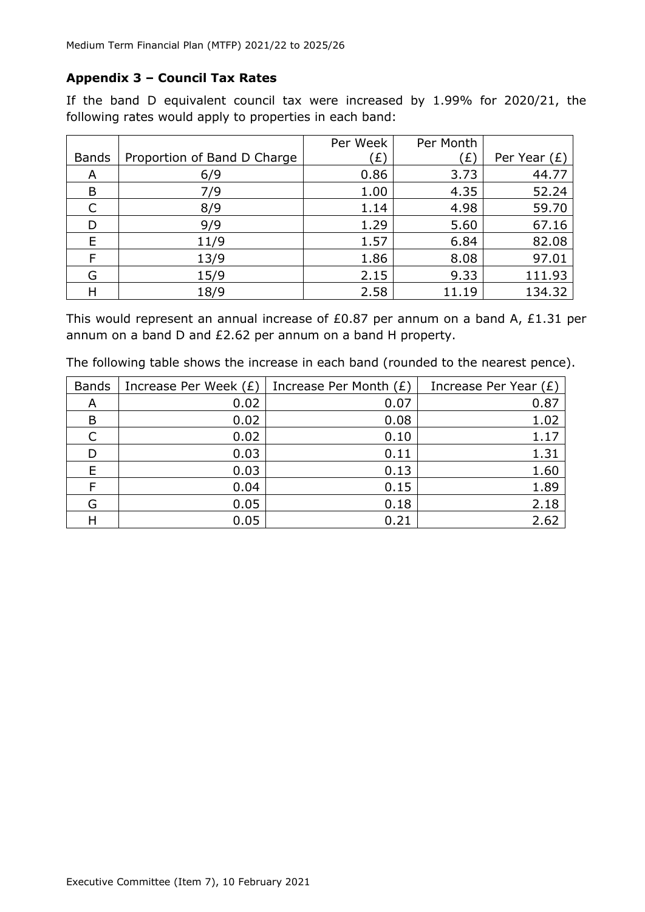## Appendix 3 – Council Tax Rates

If the band D equivalent council tax were increased by 1.99% for 2020/21, the following rates would apply to properties in each band:

| Bands | Proportion of Band D Charge | Per Week (£) | Per Month (£) | Per Year (£) |
|---|---|---|---|---|
| A | 6/9 | 0.86 | 3.73 | 44.77 |
| B | 7/9 | 1.00 | 4.35 | 52.24 |
| C | 8/9 | 1.14 | 4.98 | 59.70 |
| D | 9/9 | 1.29 | 5.60 | 67.16 |
| E | 11/9 | 1.57 | 6.84 | 82.08 |
| F | 13/9 | 1.86 | 8.08 | 97.01 |
| G | 15/9 | 2.15 | 9.33 | 111.93 |
| H | 18/9 | 2.58 | 11.19 | 134.32 |

This would represent an annual increase of £0.87 per annum on a band A, £1.31 per annum on a band D and £2.62 per annum on a band H property.

The following table shows the increase in each band (rounded to the nearest pence).

| Bands | Increase Per Week (£) | Increase Per Month (£) | Increase Per Year (£) |
|---|---|---|---|
| A | 0.02 | 0.07 | 0.87 |
| B | 0.02 | 0.08 | 1.02 |
| C | 0.02 | 0.10 | 1.17 |
| D | 0.03 | 0.11 | 1.31 |
| E | 0.03 | 0.13 | 1.60 |
| F | 0.04 | 0.15 | 1.89 |
| G | 0.05 | 0.18 | 2.18 |
| H | 0.05 | 0.21 | 2.62 |